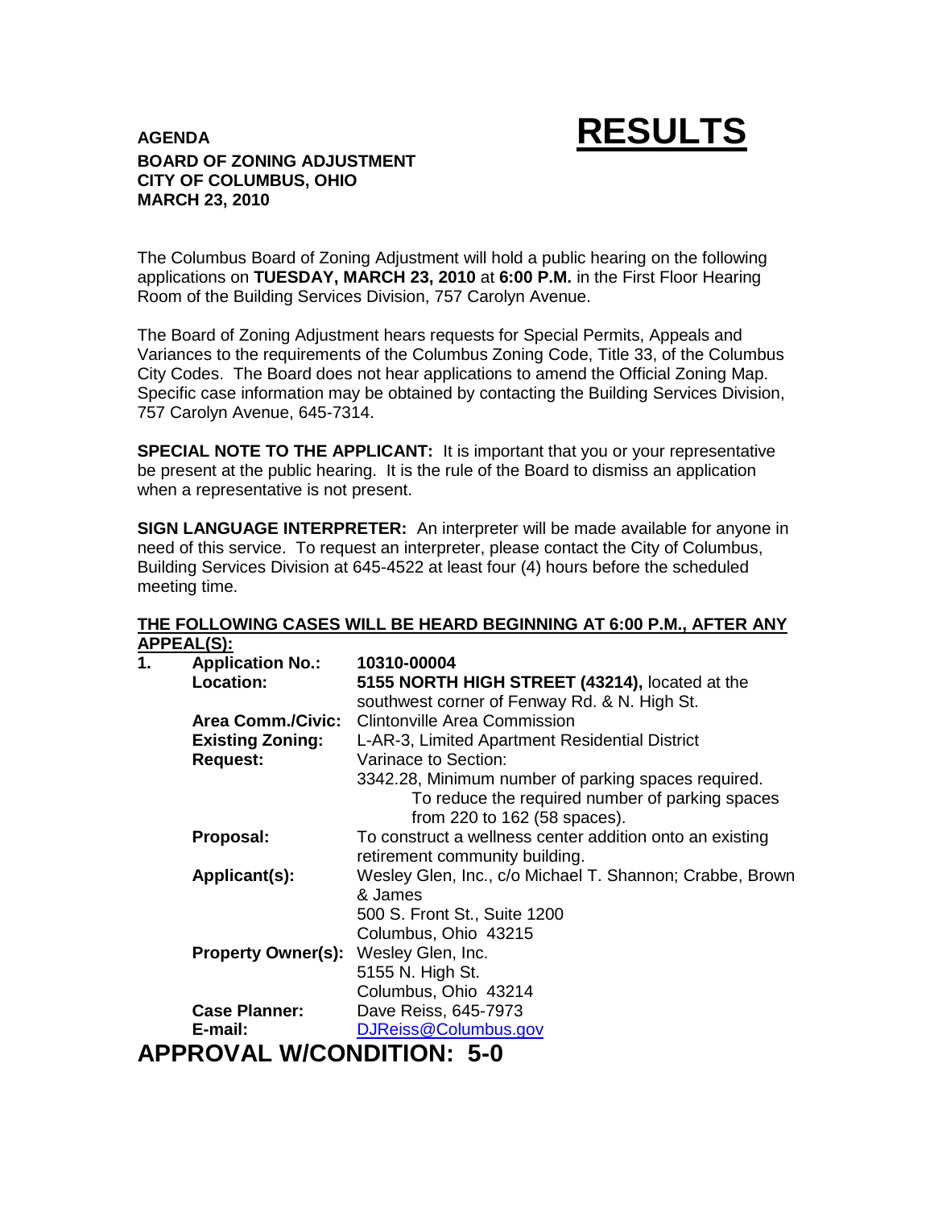**AGENDA**

# RESULTS

**BOARD OF ZONING ADJUSTMENT**
**CITY OF COLUMBUS, OHIO**
**MARCH 23, 2010**

The Columbus Board of Zoning Adjustment will hold a public hearing on the following applications on **TUESDAY, MARCH 23, 2010** at **6:00 P.M.** in the First Floor Hearing Room of the Building Services Division, 757 Carolyn Avenue.

The Board of Zoning Adjustment hears requests for Special Permits, Appeals and Variances to the requirements of the Columbus Zoning Code, Title 33, of the Columbus City Codes. The Board does not hear applications to amend the Official Zoning Map. Specific case information may be obtained by contacting the Building Services Division, 757 Carolyn Avenue, 645-7314.

**SPECIAL NOTE TO THE APPLICANT:** It is important that you or your representative be present at the public hearing. It is the rule of the Board to dismiss an application when a representative is not present.

**SIGN LANGUAGE INTERPRETER:** An interpreter will be made available for anyone in need of this service. To request an interpreter, please contact the City of Columbus, Building Services Division at 645-4522 at least four (4) hours before the scheduled meeting time.

**THE FOLLOWING CASES WILL BE HEARD BEGINNING AT 6:00 P.M., AFTER ANY APPEAL(S):**

1. **Application No.:** 10310-00004
   **Location:** **5155 NORTH HIGH STREET (43214),** located at the southwest corner of Fenway Rd. & N. High St.
   **Area Comm./Civic:** Clintonville Area Commission
   **Existing Zoning:** L-AR-3, Limited Apartment Residential District
   **Request:** Varinace to Section:
   3342.28, Minimum number of parking spaces required.
   To reduce the required number of parking spaces from 220 to 162 (58 spaces).
   **Proposal:** To construct a wellness center addition onto an existing retirement community building.
   **Applicant(s):** Wesley Glen, Inc., c/o Michael T. Shannon; Crabbe, Brown & James
   500 S. Front St., Suite 1200
   Columbus, Ohio 43215
   **Property Owner(s):** Wesley Glen, Inc.
   5155 N. High St.
   Columbus, Ohio 43214
   **Case Planner:** Dave Reiss, 645-7973
   **E-mail:** DJReiss@Columbus.gov

**APPROVAL W/CONDITION: 5-0**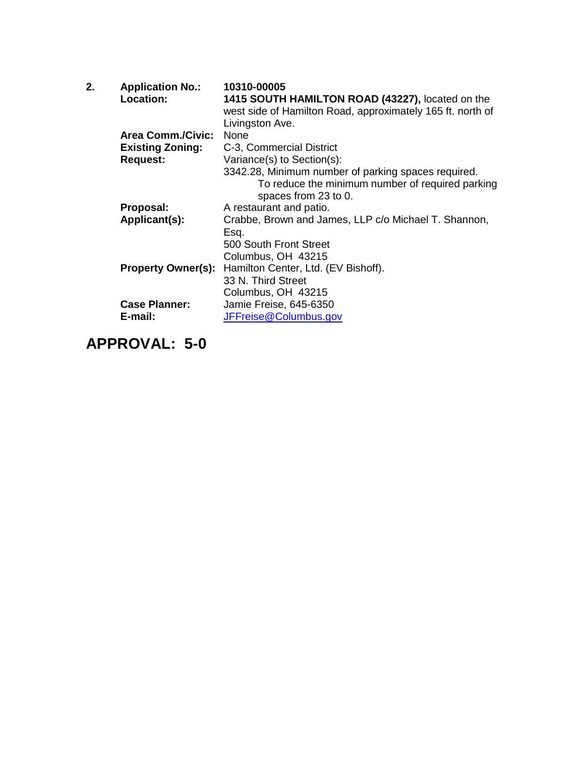**2.** **Application No.:** **10310-00005**

**Location:** **1415 SOUTH HAMILTON ROAD (43227),** located on the west side of Hamilton Road, approximately 165 ft. north of Livingston Ave.

**Area Comm./Civic:** None

**Existing Zoning:** C-3, Commercial District

**Request:** Variance(s) to Section(s):

3342.28, Minimum number of parking spaces required.
To reduce the minimum number of required parking spaces from 23 to 0.

**Proposal:** A restaurant and patio.

**Applicant(s):** Crabbe, Brown and James, LLP c/o Michael T. Shannon, Esq.
500 South Front Street
Columbus, OH 43215

**Property Owner(s):** Hamilton Center, Ltd. (EV Bishoff).
33 N. Third Street
Columbus, OH 43215

**Case Planner:** Jamie Freise, 645-6350

**E-mail:** JFFreise@Columbus.gov

## APPROVAL: 5-0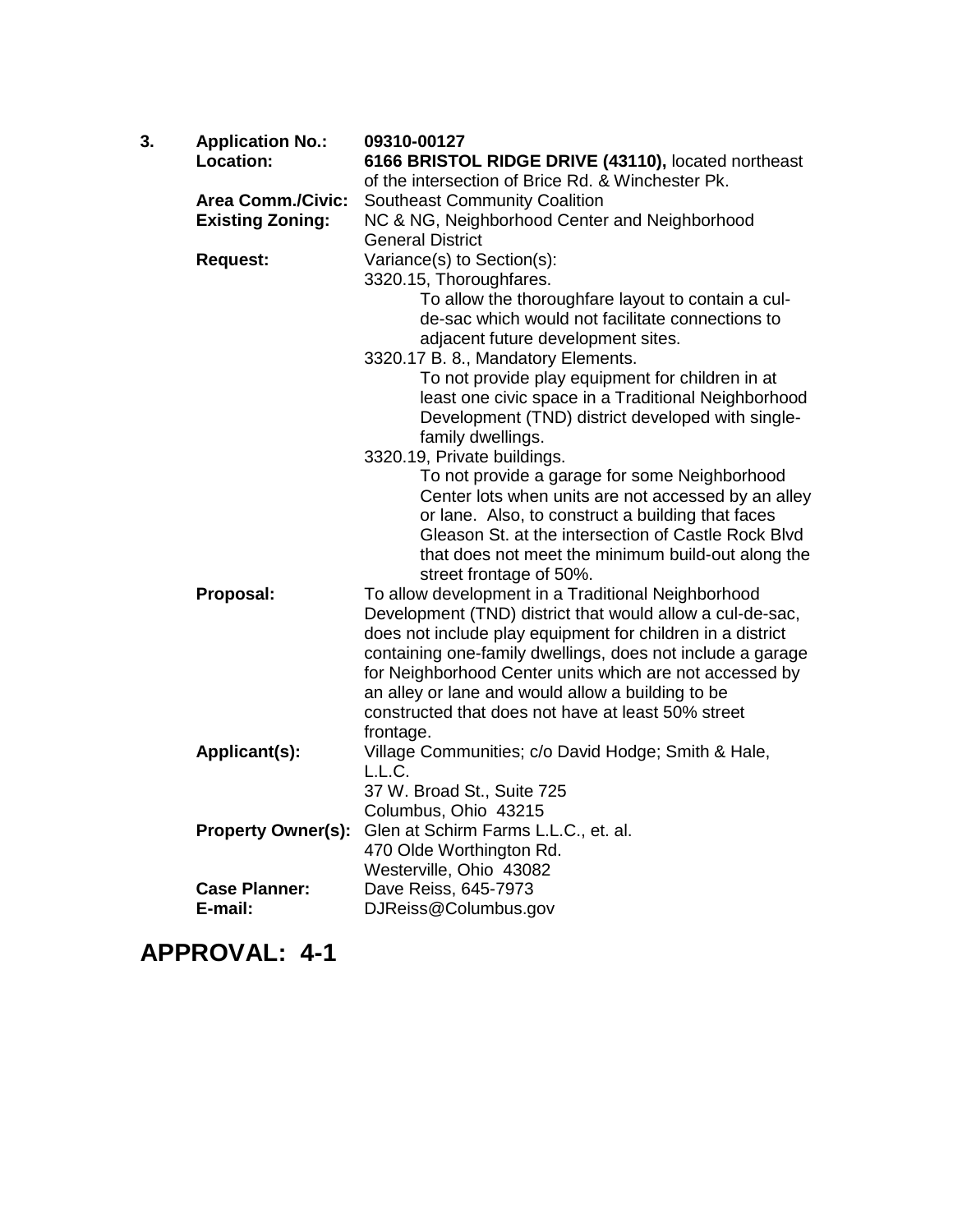**3.** **Application No.:** **09310-00127**

**Location:** **6166 BRISTOL RIDGE DRIVE (43110),** located northeast of the intersection of Brice Rd. & Winchester Pk.

**Area Comm./Civic:** Southeast Community Coalition

**Existing Zoning:** NC & NG, Neighborhood Center and Neighborhood General District

**Request:** Variance(s) to Section(s):

3320.15, Thoroughfares.

To allow the thoroughfare layout to contain a cul-de-sac which would not facilitate connections to adjacent future development sites.

3320.17 B. 8., Mandatory Elements.

To not provide play equipment for children in at least one civic space in a Traditional Neighborhood Development (TND) district developed with single-family dwellings.

3320.19, Private buildings.

To not provide a garage for some Neighborhood Center lots when units are not accessed by an alley or lane. Also, to construct a building that faces Gleason St. at the intersection of Castle Rock Blvd that does not meet the minimum build-out along the street frontage of 50%.

**Proposal:** To allow development in a Traditional Neighborhood Development (TND) district that would allow a cul-de-sac, does not include play equipment for children in a district containing one-family dwellings, does not include a garage for Neighborhood Center units which are not accessed by an alley or lane and would allow a building to be constructed that does not have at least 50% street frontage.

**Applicant(s):** Village Communities; c/o David Hodge; Smith & Hale, L.L.C.
37 W. Broad St., Suite 725
Columbus, Ohio 43215

**Property Owner(s):** Glen at Schirm Farms L.L.C., et. al.
470 Olde Worthington Rd.
Westerville, Ohio 43082

**Case Planner:** Dave Reiss, 645-7973

**E-mail:** DJReiss@Columbus.gov

## APPROVAL: 4-1